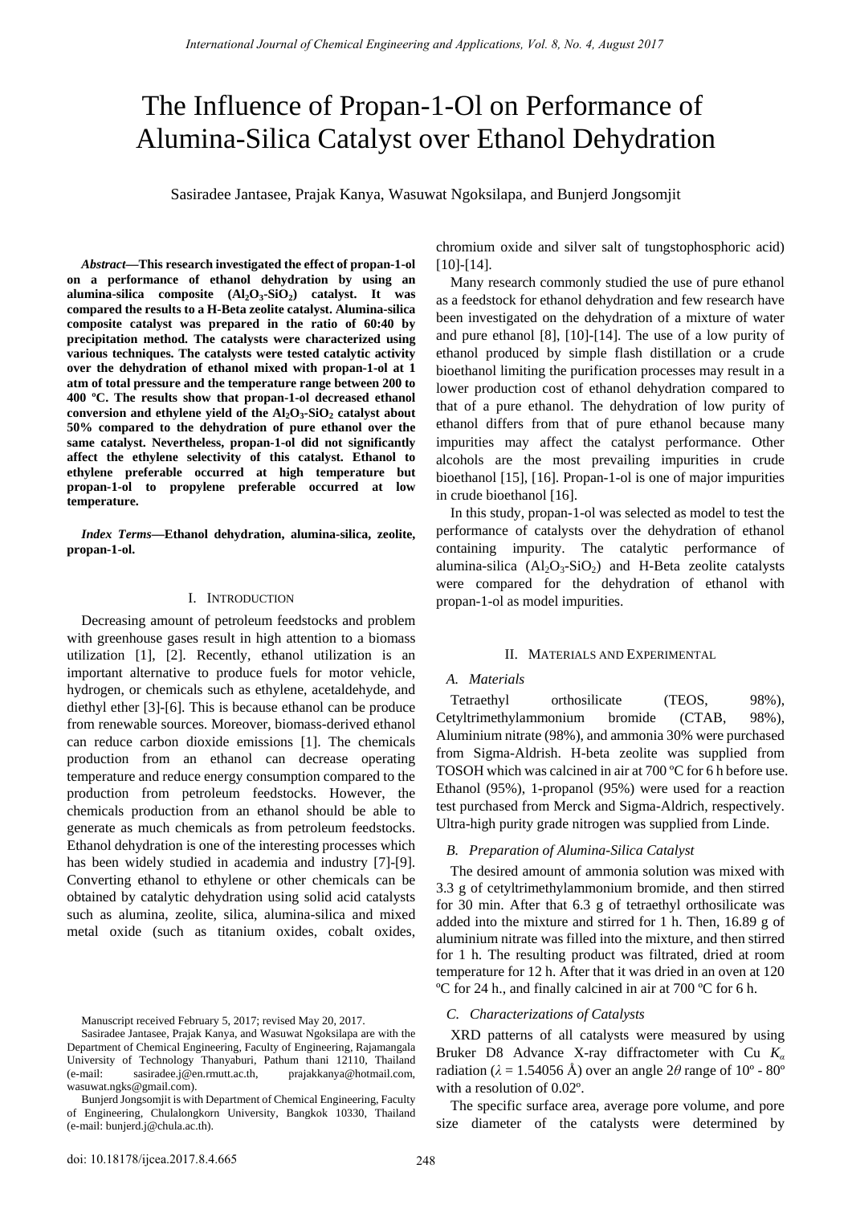# The Influence of Propan-1-Ol on Performance of Alumina-Silica Catalyst over Ethanol Dehydration

Sasiradee Jantasee, Prajak Kanya, Wasuwat Ngoksilapa, and Bunjerd Jongsomjit

***Abstract*—This research investigated the effect of propan-1-ol on a performance of ethanol dehydration by using an alumina-silica composite ($Al_2O_3$-$SiO_2$) catalyst. It was compared the results to a H-Beta zeolite catalyst. Alumina-silica composite catalyst was prepared in the ratio of 60:40 by precipitation method. The catalysts were characterized using various techniques. The catalysts were tested catalytic activity over the dehydration of ethanol mixed with propan-1-ol at 1 atm of total pressure and the temperature range between 200 to 400 ºC. The results show that propan-1-ol decreased ethanol conversion and ethylene yield of the $Al_2O_3$-$SiO_2$ catalyst about 50% compared to the dehydration of pure ethanol over the same catalyst. Nevertheless, propan-1-ol did not significantly affect the ethylene selectivity of this catalyst. Ethanol to ethylene preferable occurred at high temperature but propan-1-ol to propylene preferable occurred at low temperature.**

***Index Terms*—Ethanol dehydration, alumina-silica, zeolite, propan-1-ol.**

## I. Introduction

Decreasing amount of petroleum feedstocks and problem with greenhouse gases result in high attention to a biomass utilization [1], [2]. Recently, ethanol utilization is an important alternative to produce fuels for motor vehicle, hydrogen, or chemicals such as ethylene, acetaldehyde, and diethyl ether [3]-[6]. This is because ethanol can be produce from renewable sources. Moreover, biomass-derived ethanol can reduce carbon dioxide emissions [1]. The chemicals production from an ethanol can decrease operating temperature and reduce energy consumption compared to the production from petroleum feedstocks. However, the chemicals production from an ethanol should be able to generate as much chemicals as from petroleum feedstocks. Ethanol dehydration is one of the interesting processes which has been widely studied in academia and industry [7]-[9]. Converting ethanol to ethylene or other chemicals can be obtained by catalytic dehydration using solid acid catalysts such as alumina, zeolite, silica, alumina-silica and mixed metal oxide (such as titanium oxides, cobalt oxides, chromium oxide and silver salt of tungstophosphoric acid) [10]-[14].

Many research commonly studied the use of pure ethanol as a feedstock for ethanol dehydration and few research have been investigated on the dehydration of a mixture of water and pure ethanol [8], [10]-[14]. The use of a low purity of ethanol produced by simple flash distillation or a crude bioethanol limiting the purification processes may result in a lower production cost of ethanol dehydration compared to that of a pure ethanol. The dehydration of low purity of ethanol differs from that of pure ethanol because many impurities may affect the catalyst performance. Other alcohols are the most prevailing impurities in crude bioethanol [15], [16]. Propan-1-ol is one of major impurities in crude bioethanol [16].

In this study, propan-1-ol was selected as model to test the performance of catalysts over the dehydration of ethanol containing impurity. The catalytic performance of alumina-silica ($Al_2O_3$-$SiO_2$) and H-Beta zeolite catalysts were compared for the dehydration of ethanol with propan-1-ol as model impurities.

## II. Materials and Experimental

### *A. Materials*

Tetraethyl orthosilicate (TEOS, 98%), Cetyltrimethylammonium bromide (CTAB, 98%), Aluminium nitrate (98%), and ammonia 30% were purchased from Sigma-Aldrish. H-beta zeolite was supplied from TOSOH which was calcined in air at 700 ºC for 6 h before use. Ethanol (95%), 1-propanol (95%) were used for a reaction test purchased from Merck and Sigma-Aldrich, respectively. Ultra-high purity grade nitrogen was supplied from Linde.

### *B. Preparation of Alumina-Silica Catalyst*

The desired amount of ammonia solution was mixed with 3.3 g of cetyltrimethylammonium bromide, and then stirred for 30 min. After that 6.3 g of tetraethyl orthosilicate was added into the mixture and stirred for 1 h. Then, 16.89 g of aluminium nitrate was filled into the mixture, and then stirred for 1 h. The resulting product was filtrated, dried at room temperature for 12 h. After that it was dried in an oven at 120 ºC for 24 h., and finally calcined in air at 700 ºC for 6 h.

### *C. Characterizations of Catalysts*

XRD patterns of all catalysts were measured by using Bruker D8 Advance X-ray diffractometer with Cu $K_\alpha$ radiation ($\lambda$ = 1.54056 Å) over an angle $2\theta$ range of 10º - 80º with a resolution of 0.02º.

The specific surface area, average pore volume, and pore size diameter of the catalysts were determined by

Manuscript received February 5, 2017; revised May 20, 2017.

Sasiradee Jantasee, Prajak Kanya, and Wasuwat Ngoksilapa are with the Department of Chemical Engineering, Faculty of Engineering, Rajamangala University of Technology Thanyaburi, Pathum thani 12110, Thailand (e-mail: sasiradee.j@en.rmutt.ac.th, prajakkanya@hotmail.com, wasuwat.ngks@gmail.com).

Bunjerd Jongsomjit is with Department of Chemical Engineering, Faculty of Engineering, Chulalongkorn University, Bangkok 10330, Thailand (e-mail: bunjerd.j@chula.ac.th).

doi: 10.18178/ijcea.2017.8.4.665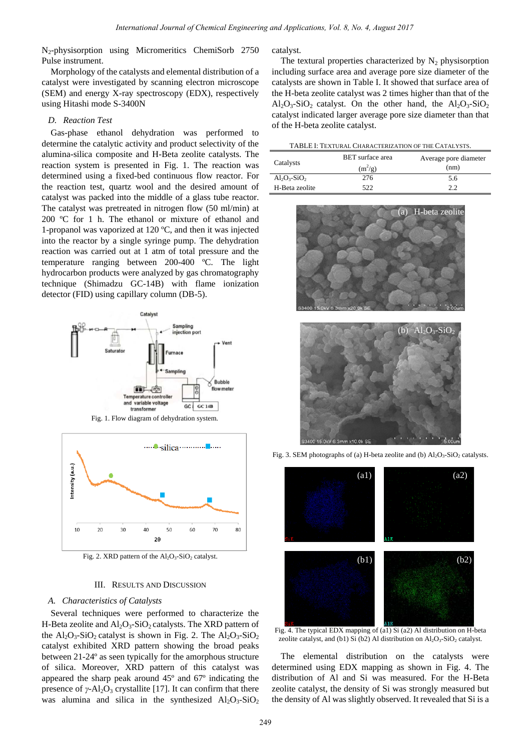$N_2$-physisorption using Micromeritics ChemiSorb 2750 Pulse instrument.

Morphology of the catalysts and elemental distribution of a catalyst were investigated by scanning electron microscope (SEM) and energy X-ray spectroscopy (EDX), respectively using Hitashi mode S-3400N

### D. Reaction Test

Gas-phase ethanol dehydration was performed to determine the catalytic activity and product selectivity of the alumina-silica composite and H-Beta zeolite catalysts. The reaction system is presented in Fig. 1. The reaction was determined using a fixed-bed continuous flow reactor. For the reaction test, quartz wool and the desired amount of catalyst was packed into the middle of a glass tube reactor. The catalyst was pretreated in nitrogen flow (50 ml/min) at 200 ºC for 1 h. The ethanol or mixture of ethanol and 1-propanol was vaporized at 120 ºC, and then it was injected into the reactor by a single syringe pump. The dehydration reaction was carried out at 1 atm of total pressure and the temperature ranging between 200-400 ºC. The light hydrocarbon products were analyzed by gas chromatography technique (Shimadzu GC-14B) with flame ionization detector (FID) using capillary column (DB-5).

Fig. 1. Flow diagram of dehydration system.

Fig. 2. XRD pattern of the $Al_2O_3$-$SiO_2$ catalyst.

## III. Results and Discussion

### A. Characteristics of Catalysts

Several techniques were performed to characterize the H-Beta zeolite and $Al_2O_3$-$SiO_2$ catalysts. The XRD pattern of the $Al_2O_3$-$SiO_2$ catalyst is shown in Fig. 2. The $Al_2O_3$-$SiO_2$ catalyst exhibited XRD pattern showing the broad peaks between 21-24º as seen typically for the amorphous structure of silica. Moreover, XRD pattern of this catalyst was appeared the sharp peak around 45º and 67º indicating the presence of $\gamma$-$Al_2O_3$ crystallite [17]. It can confirm that there was alumina and silica in the synthesized $Al_2O_3$-$SiO_2$ catalyst.

The textural properties characterized by $N_2$ physisorption including surface area and average pore size diameter of the catalysts are shown in Table I. It showed that surface area of the H-beta zeolite catalyst was 2 times higher than that of the $Al_2O_3$-$SiO_2$ catalyst. On the other hand, the $Al_2O_3$-$SiO_2$ catalyst indicated larger average pore size diameter than that of the H-beta zeolite catalyst.

TABLE I: Textural Characterization of the Catalysts.

| Catalysts | BET surface area ($m^2/g$) | Average pore diameter (nm) |
|---|---|---|
| $Al_2O_3$-$SiO_2$ | 276 | 5.6 |
| H-Beta zeolite | 522 | 2.2 |

Fig. 3. SEM photographs of (a) H-beta zeolite and (b) $Al_2O_3$-$SiO_2$ catalysts.

Fig. 4. The typical EDX mapping of (a1) Si (a2) Al distribution on H-beta zeolite catalyst, and (b1) Si (b2) Al distribution on $Al_2O_3$-$SiO_2$ catalyst.

The elemental distribution on the catalysts were determined using EDX mapping as shown in Fig. 4. The distribution of Al and Si was measured. For the H-Beta zeolite catalyst, the density of Si was strongly measured but the density of Al was slightly observed. It revealed that Si is a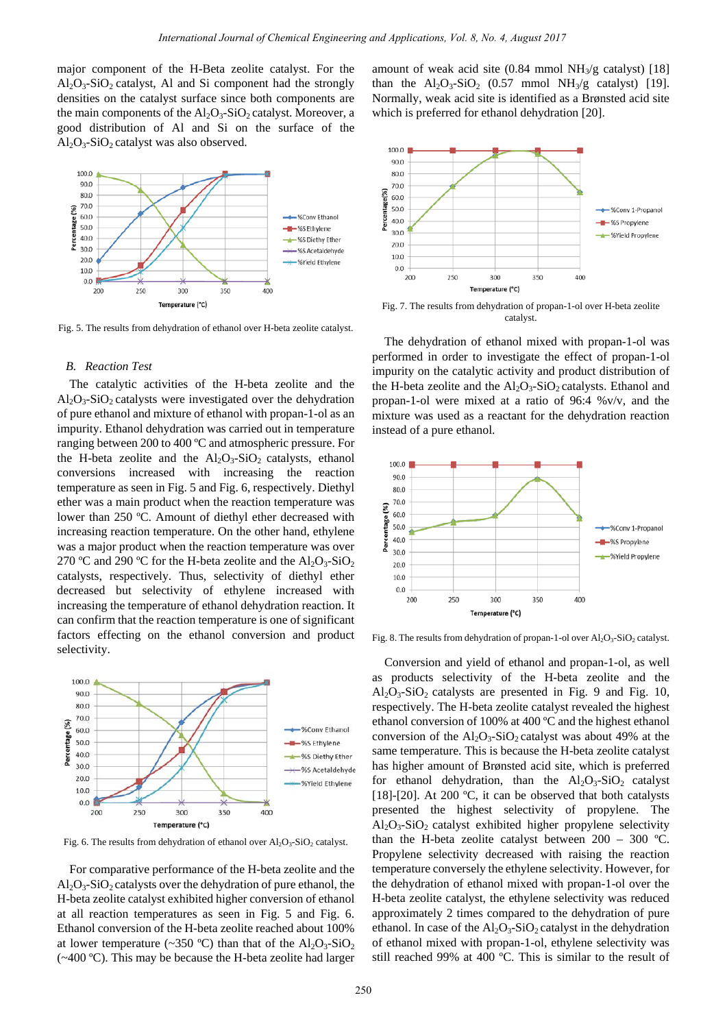major component of the H-Beta zeolite catalyst. For the $Al_2O_3$-$SiO_2$ catalyst, Al and Si component had the strongly densities on the catalyst surface since both components are the main components of the $Al_2O_3$-$SiO_2$ catalyst. Moreover, a good distribution of Al and Si on the surface of the $Al_2O_3$-$SiO_2$ catalyst was also observed.

Fig. 5. The results from dehydration of ethanol over H-beta zeolite catalyst.

### B. *Reaction Test*

The catalytic activities of the H-beta zeolite and the $Al_2O_3$-$SiO_2$ catalysts were investigated over the dehydration of pure ethanol and mixture of ethanol with propan-1-ol as an impurity. Ethanol dehydration was carried out in temperature ranging between 200 to 400 ºC and atmospheric pressure. For the H-beta zeolite and the $Al_2O_3$-$SiO_2$ catalysts, ethanol conversions increased with increasing the reaction temperature as seen in Fig. 5 and Fig. 6, respectively. Diethyl ether was a main product when the reaction temperature was lower than 250 ºC. Amount of diethyl ether decreased with increasing reaction temperature. On the other hand, ethylene was a major product when the reaction temperature was over 270 ºC and 290 ºC for the H-beta zeolite and the $Al_2O_3$-$SiO_2$ catalysts, respectively. Thus, selectivity of diethyl ether decreased but selectivity of ethylene increased with increasing the temperature of ethanol dehydration reaction. It can confirm that the reaction temperature is one of significant factors effecting on the ethanol conversion and product selectivity.

Fig. 6. The results from dehydration of ethanol over $Al_2O_3$-$SiO_2$ catalyst.

For comparative performance of the H-beta zeolite and the $Al_2O_3$-$SiO_2$ catalysts over the dehydration of pure ethanol, the H-beta zeolite catalyst exhibited higher conversion of ethanol at all reaction temperatures as seen in Fig. 5 and Fig. 6. Ethanol conversion of the H-beta zeolite reached about 100% at lower temperature (~350 ºC) than that of the $Al_2O_3$-$SiO_2$ (~400 ºC). This may be because the H-beta zeolite had larger amount of weak acid site (0.84 mmol $NH_3$/g catalyst) [18] than the $Al_2O_3$-$SiO_2$ (0.57 mmol $NH_3$/g catalyst) [19]. Normally, weak acid site is identified as a Brønsted acid site which is preferred for ethanol dehydration [20].

Fig. 7. The results from dehydration of propan-1-ol over H-beta zeolite catalyst.

The dehydration of ethanol mixed with propan-1-ol was performed in order to investigate the effect of propan-1-ol impurity on the catalytic activity and product distribution of the H-beta zeolite and the $Al_2O_3$-$SiO_2$ catalysts. Ethanol and propan-1-ol were mixed at a ratio of 96:4 %v/v, and the mixture was used as a reactant for the dehydration reaction instead of a pure ethanol.

Fig. 8. The results from dehydration of propan-1-ol over $Al_2O_3$-$SiO_2$ catalyst.

Conversion and yield of ethanol and propan-1-ol, as well as products selectivity of the H-beta zeolite and the $Al_2O_3$-$SiO_2$ catalysts are presented in Fig. 9 and Fig. 10, respectively. The H-beta zeolite catalyst revealed the highest ethanol conversion of 100% at 400 ºC and the highest ethanol conversion of the $Al_2O_3$-$SiO_2$ catalyst was about 49% at the same temperature. This is because the H-beta zeolite catalyst has higher amount of Brønsted acid site, which is preferred for ethanol dehydration, than the $Al_2O_3$-$SiO_2$ catalyst [18]-[20]. At 200 ºC, it can be observed that both catalysts presented the highest selectivity of propylene. The $Al_2O_3$-$SiO_2$ catalyst exhibited higher propylene selectivity than the H-beta zeolite catalyst between 200 – 300 ºC. Propylene selectivity decreased with raising the reaction temperature conversely the ethylene selectivity. However, for the dehydration of ethanol mixed with propan-1-ol over the H-beta zeolite catalyst, the ethylene selectivity was reduced approximately 2 times compared to the dehydration of pure ethanol. In case of the $Al_2O_3$-$SiO_2$ catalyst in the dehydration of ethanol mixed with propan-1-ol, ethylene selectivity was still reached 99% at 400 ºC. This is similar to the result of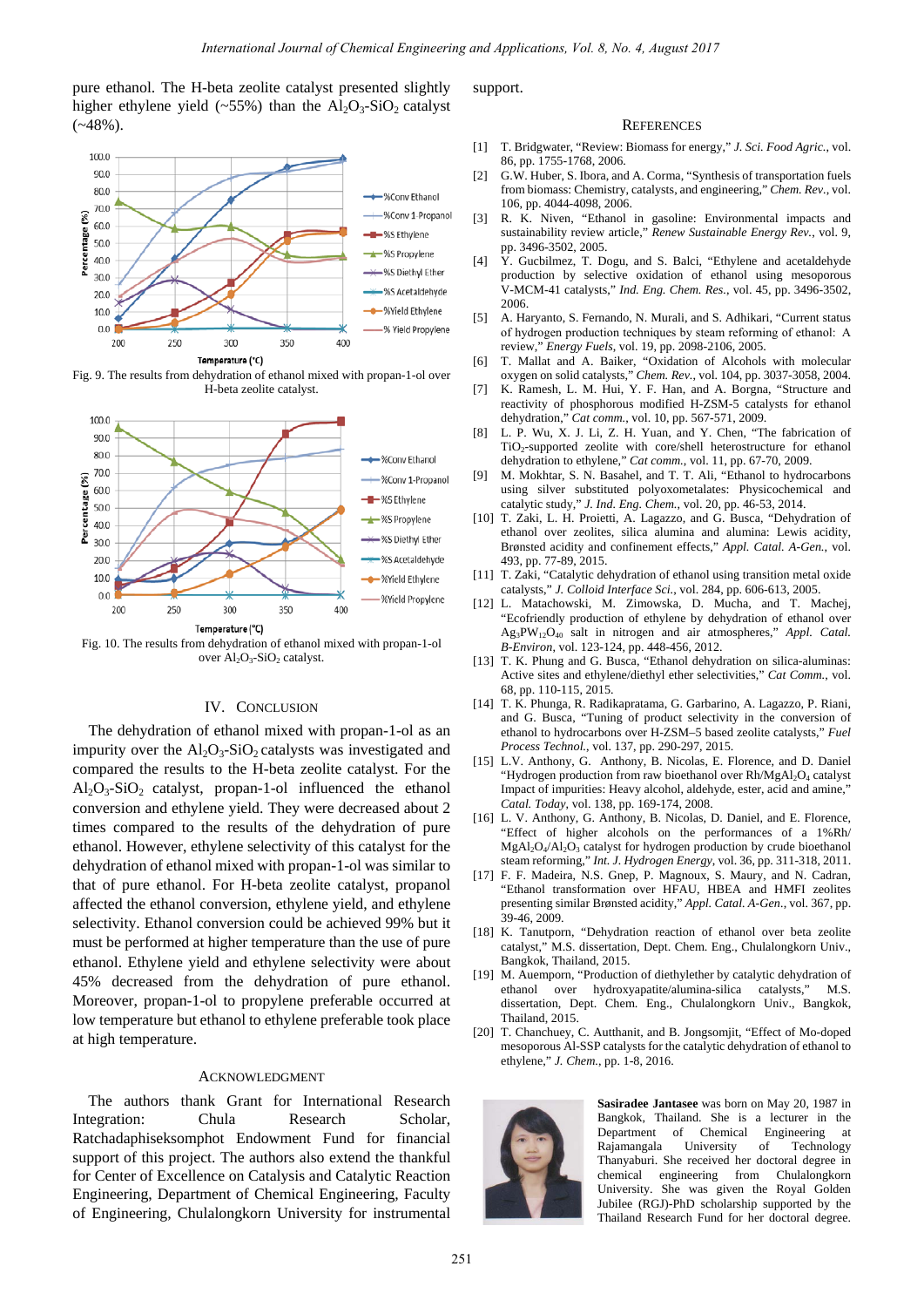pure ethanol. The H-beta zeolite catalyst presented slightly higher ethylene yield (~55%) than the $Al_2O_3$-$SiO_2$ catalyst (~48%).

Fig. 9. The results from dehydration of ethanol mixed with propan-1-ol over H-beta zeolite catalyst.

Fig. 10. The results from dehydration of ethanol mixed with propan-1-ol over $Al_2O_3$-$SiO_2$ catalyst.

## IV. Conclusion

The dehydration of ethanol mixed with propan-1-ol as an impurity over the $Al_2O_3$-$SiO_2$ catalysts was investigated and compared the results to the H-beta zeolite catalyst. For the $Al_2O_3$-$SiO_2$ catalyst, propan-1-ol influenced the ethanol conversion and ethylene yield. They were decreased about 2 times compared to the results of the dehydration of pure ethanol. However, ethylene selectivity of this catalyst for the dehydration of ethanol mixed with propan-1-ol was similar to that of pure ethanol. For H-beta zeolite catalyst, propanol affected the ethanol conversion, ethylene yield, and ethylene selectivity. Ethanol conversion could be achieved 99% but it must be performed at higher temperature than the use of pure ethanol. Ethylene yield and ethylene selectivity were about 45% decreased from the dehydration of pure ethanol. Moreover, propan-1-ol to propylene preferable occurred at low temperature but ethanol to ethylene preferable took place at high temperature.

## Acknowledgment

The authors thank Grant for International Research Integration: Chula Research Scholar, Ratchadaphiseksomphot Endowment Fund for financial support of this project. The authors also extend the thankful for Center of Excellence on Catalysis and Catalytic Reaction Engineering, Department of Chemical Engineering, Faculty of Engineering, Chulalongkorn University for instrumental support.

## References

[1] T. Bridgwater, "Review: Biomass for energy," *J. Sci. Food Agric.*, vol. 86, pp. 1755-1768, 2006.

[2] G.W. Huber, S. Ibora, and A. Corma, "Synthesis of transportation fuels from biomass: Chemistry, catalysts, and engineering," *Chem. Rev.*, vol. 106, pp. 4044-4098, 2006.

[3] R. K. Niven, "Ethanol in gasoline: Environmental impacts and sustainability review article," *Renew Sustainable Energy Rev.*, vol. 9, pp. 3496-3502, 2005.

[4] Y. Gucbilmez, T. Dogu, and S. Balci, "Ethylene and acetaldehyde production by selective oxidation of ethanol using mesoporous V-MCM-41 catalysts," *Ind. Eng. Chem. Res.*, vol. 45, pp. 3496-3502, 2006.

[5] A. Haryanto, S. Fernando, N. Murali, and S. Adhikari, "Current status of hydrogen production techniques by steam reforming of ethanol: A review," *Energy Fuels*, vol. 19, pp. 2098-2106, 2005.

[6] T. Mallat and A. Baiker, "Oxidation of Alcohols with molecular oxygen on solid catalysts," *Chem. Rev.*, vol. 104, pp. 3037-3058, 2004.

[7] K. Ramesh, L. M. Hui, Y. F. Han, and A. Borgna, "Structure and reactivity of phosphorous modified H-ZSM-5 catalysts for ethanol dehydration," *Cat comm.*, vol. 10, pp. 567-571, 2009.

[8] L. P. Wu, X. J. Li, Z. H. Yuan, and Y. Chen, "The fabrication of $TiO_2$-supported zeolite with core/shell heterostructure for ethanol dehydration to ethylene," *Cat comm.*, vol. 11, pp. 67-70, 2009.

[9] M. Mokhtar, S. N. Basahel, and T. T. Ali, "Ethanol to hydrocarbons using silver substituted polyoxometalates: Physicochemical and catalytic study," *J. Ind. Eng. Chem.*, vol. 20, pp. 46-53, 2014.

[10] T. Zaki, L. H. Proietti, A. Lagazzo, and G. Busca, "Dehydration of ethanol over zeolites, silica alumina and alumina: Lewis acidity, Brønsted acidity and confinement effects," *Appl. Catal. A-Gen.*, vol. 493, pp. 77-89, 2015.

[11] T. Zaki, "Catalytic dehydration of ethanol using transition metal oxide catalysts," *J. Colloid Interface Sci.*, vol. 284, pp. 606-613, 2005.

[12] L. Matachowski, M. Zimowska, D. Mucha, and T. Machej, "Ecofriendly production of ethylene by dehydration of ethanol over $Ag_3PW_{12}O_{40}$ salt in nitrogen and air atmospheres," *Appl. Catal. B-Environ*, vol. 123-124, pp. 448-456, 2012.

[13] T. K. Phung and G. Busca, "Ethanol dehydration on silica-aluminas: Active sites and ethylene/diethyl ether selectivities," *Cat Comm.*, vol. 68, pp. 110-115, 2015.

[14] T. K. Phunga, R. Radikapratama, G. Garbarino, A. Lagazzo, P. Riani, and G. Busca, "Tuning of product selectivity in the conversion of ethanol to hydrocarbons over H-ZSM–5 based zeolite catalysts," *Fuel Process Technol.*, vol. 137, pp. 290-297, 2015.

[15] L.V. Anthony, G. Anthony, B. Nicolas, E. Florence, and D. Daniel "Hydrogen production from raw bioethanol over Rh/$MgAl_2O_4$ catalyst Impact of impurities: Heavy alcohol, aldehyde, ester, acid and amine," *Catal. Today*, vol. 138, pp. 169-174, 2008.

[16] L. V. Anthony, G. Anthony, B. Nicolas, D. Daniel, and E. Florence, "Effect of higher alcohols on the performances of a 1%Rh/ $MgAl_2O_4$/$Al_2O_3$ catalyst for hydrogen production by crude bioethanol steam reforming," *Int. J. Hydrogen Energy*, vol. 36, pp. 311-318, 2011.

[17] F. F. Madeira, N.S. Gnep, P. Magnoux, S. Maury, and N. Cadran, "Ethanol transformation over HFAU, HBEA and HMFI zeolites presenting similar Brønsted acidity," *Appl. Catal. A-Gen.*, vol. 367, pp. 39-46, 2009.

[18] K. Tanutporn, "Dehydration reaction of ethanol over beta zeolite catalyst," M.S. dissertation, Dept. Chem. Eng., Chulalongkorn Univ., Bangkok, Thailand, 2015.

[19] M. Auemporn, "Production of diethylether by catalytic dehydration of ethanol over hydroxyapatite/alumina-silica catalysts," M.S. dissertation, Dept. Chem. Eng., Chulalongkorn Univ., Bangkok, Thailand, 2015.

[20] T. Chanchuey, C. Autthanit, and B. Jongsomjit, "Effect of Mo-doped mesoporous Al-SSP catalysts for the catalytic dehydration of ethanol to ethylene," *J. Chem.*, pp. 1-8, 2016.

**Sasiradee Jantasee** was born on May 20, 1987 in Bangkok, Thailand. She is a lecturer in the Department of Chemical Engineering at Rajamangala University of Technology Thanyaburi. She received her doctoral degree in chemical engineering from Chulalongkorn University. She was given the Royal Golden Jubilee (RGJ)-PhD scholarship supported by the Thailand Research Fund for her doctoral degree.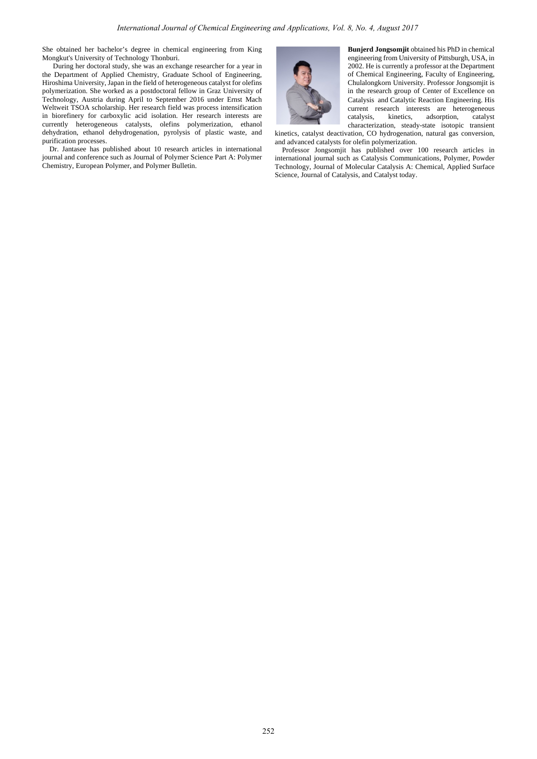She obtained her bachelor's degree in chemical engineering from King Mongkut's University of Technology Thonburi.

During her doctoral study, she was an exchange researcher for a year in the Department of Applied Chemistry, Graduate School of Engineering, Hiroshima University, Japan in the field of heterogeneous catalyst for olefins polymerization. She worked as a postdoctoral fellow in Graz University of Technology, Austria during April to September 2016 under Ernst Mach Weltweit TSOA scholarship. Her research field was process intensification in biorefinery for carboxylic acid isolation. Her research interests are currently heterogeneous catalysts, olefins polymerization, ethanol dehydration, ethanol dehydrogenation, pyrolysis of plastic waste, and purification processes.

Dr. Jantasee has published about 10 research articles in international journal and conference such as Journal of Polymer Science Part A: Polymer Chemistry, European Polymer, and Polymer Bulletin.

**Bunjerd Jongsomjit** obtained his PhD in chemical engineering from University of Pittsburgh, USA, in 2002. He is currently a professor at the Department of Chemical Engineering, Faculty of Engineering, Chulalongkorn University. Professor Jongsomjit is in the research group of Center of Excellence on Catalysis and Catalytic Reaction Engineering. His current research interests are heterogeneous catalysis, kinetics, adsorption, catalyst characterization, steady-state isotopic transient kinetics, catalyst deactivation, CO hydrogenation, natural gas conversion, and advanced catalysts for olefin polymerization.

Professor Jongsomjit has published over 100 research articles in international journal such as Catalysis Communications, Polymer, Powder Technology, Journal of Molecular Catalysis A: Chemical, Applied Surface Science, Journal of Catalysis, and Catalyst today.